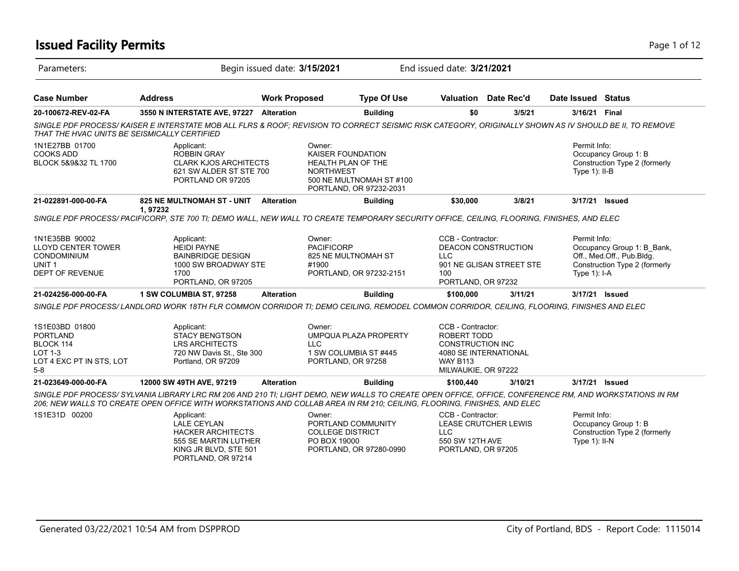# Issued Facility Permits

Parameters: Begin issued date: **3/15/2021** End issued date: **3/21/2021**

| Case Number | Address | Work Proposed | Type Of Use | Valuation | Date Rec'd | Date Issued | Status |
|---|---|---|---|---|---|---|---|
| **20-100672-REV-02-FA** | **3550 N INTERSTATE AVE, 97227** | **Alteration** | **Building** | **$0** | **3/5/21** | **3/16/21** | **Final** |

*SINGLE PDF PROCESS/ KAISER E INTERSTATE MOB ALL FLRS & ROOF; REVISION TO CORRECT SEISMIC RISK CATEGORY, ORIGINALLY SHOWN AS IV SHOULD BE II, TO REMOVE THAT THE HVAC UNITS BE SEISMICALLY CERTIFIED*

1N1E27BB 01700
COOKS ADD
BLOCK 5&9&32 TL 1700

Applicant:
ROBBIN GRAY
CLARK KJOS ARCHITECTS
621 SW ALDER ST STE 700
PORTLAND OR 97205

Owner:
KAISER FOUNDATION
HEALTH PLAN OF THE
NORTHWEST
500 NE MULTNOMAH ST #100
PORTLAND, OR 97232-2031

Permit Info:
Occupancy Group 1: B
Construction Type 2 (formerly Type 1): II-B

| Case Number | Address | Work Proposed | Type Of Use | Valuation | Date Rec'd | Date Issued | Status |
|---|---|---|---|---|---|---|---|
| **21-022891-000-00-FA** | **825 NE MULTNOMAH ST - UNIT 1, 97232** | **Alteration** | **Building** | **$30,000** | **3/8/21** | **3/17/21** | **Issued** |

*SINGLE PDF PROCESS/ PACIFICORP, STE 700 TI; DEMO WALL, NEW WALL TO CREATE TEMPORARY SECURITY OFFICE, CEILING, FLOORING, FINISHES, AND ELEC*

1N1E35BB 90002
LLOYD CENTER TOWER
CONDOMINIUM
UNIT 1
DEPT OF REVENUE

Applicant:
HEIDI PAYNE
BAINBRIDGE DESIGN
1000 SW BROADWAY STE 1700
PORTLAND, OR 97205

Owner:
PACIFICORP
825 NE MULTNOMAH ST #1900
PORTLAND, OR 97232-2151

CCB - Contractor:
DEACON CONSTRUCTION LLC
901 NE GLISAN STREET STE 100
PORTLAND, OR 97232

Permit Info:
Occupancy Group 1: B_Bank, Off., Med.Off., Pub.Bldg.
Construction Type 2 (formerly Type 1): I-A

| Case Number | Address | Work Proposed | Type Of Use | Valuation | Date Rec'd | Date Issued | Status |
|---|---|---|---|---|---|---|---|
| **21-024256-000-00-FA** | **1 SW COLUMBIA ST, 97258** | **Alteration** | **Building** | **$100,000** | **3/11/21** | **3/17/21** | **Issued** |

*SINGLE PDF PROCESS/ LANDLORD WORK 18TH FLR COMMON CORRIDOR TI; DEMO CEILING, REMODEL COMMON CORRIDOR, CEILING, FLOORING, FINISHES AND ELEC*

1S1E03BD 01800
PORTLAND
BLOCK 114
LOT 1-3
LOT 4 EXC PT IN STS, LOT 5-8

Applicant:
STACY BENGTSON
LRS ARCHITECTS
720 NW Davis St., Ste 300
Portland, OR 97209

Owner:
UMPQUA PLAZA PROPERTY LLC
1 SW COLUMBIA ST #445
PORTLAND, OR 97258

CCB - Contractor:
ROBERT TODD
CONSTRUCTION INC
4080 SE INTERNATIONAL WAY B113
MILWAUKIE, OR 97222

| Case Number | Address | Work Proposed | Type Of Use | Valuation | Date Rec'd | Date Issued | Status |
|---|---|---|---|---|---|---|---|
| **21-023649-000-00-FA** | **12000 SW 49TH AVE, 97219** | **Alteration** | **Building** | **$100,440** | **3/10/21** | **3/17/21** | **Issued** |

*SINGLE PDF PROCESS/ SYLVANIA LIBRARY LRC RM 206 AND 210 TI; LIGHT DEMO, NEW WALLS TO CREATE OPEN OFFICE, OFFICE, CONFERENCE RM, AND WORKSTATIONS IN RM 206; NEW WALLS TO CREATE OPEN OFFICE WITH WORKSTATIONS AND COLLAB AREA IN RM 210; CEILING, FLOORING, FINISHES, AND ELEC*

1S1E31D 00200

Applicant:
LALE CEYLAN
HACKER ARCHITECTS
555 SE MARTIN LUTHER KING JR BLVD, STE 501
PORTLAND, OR 97214

Owner:
PORTLAND COMMUNITY COLLEGE DISTRICT
PO BOX 19000
PORTLAND, OR 97280-0990

CCB - Contractor:
LEASE CRUTCHER LEWIS LLC
550 SW 12TH AVE
PORTLAND, OR 97205

Permit Info:
Occupancy Group 1: B
Construction Type 2 (formerly Type 1): II-N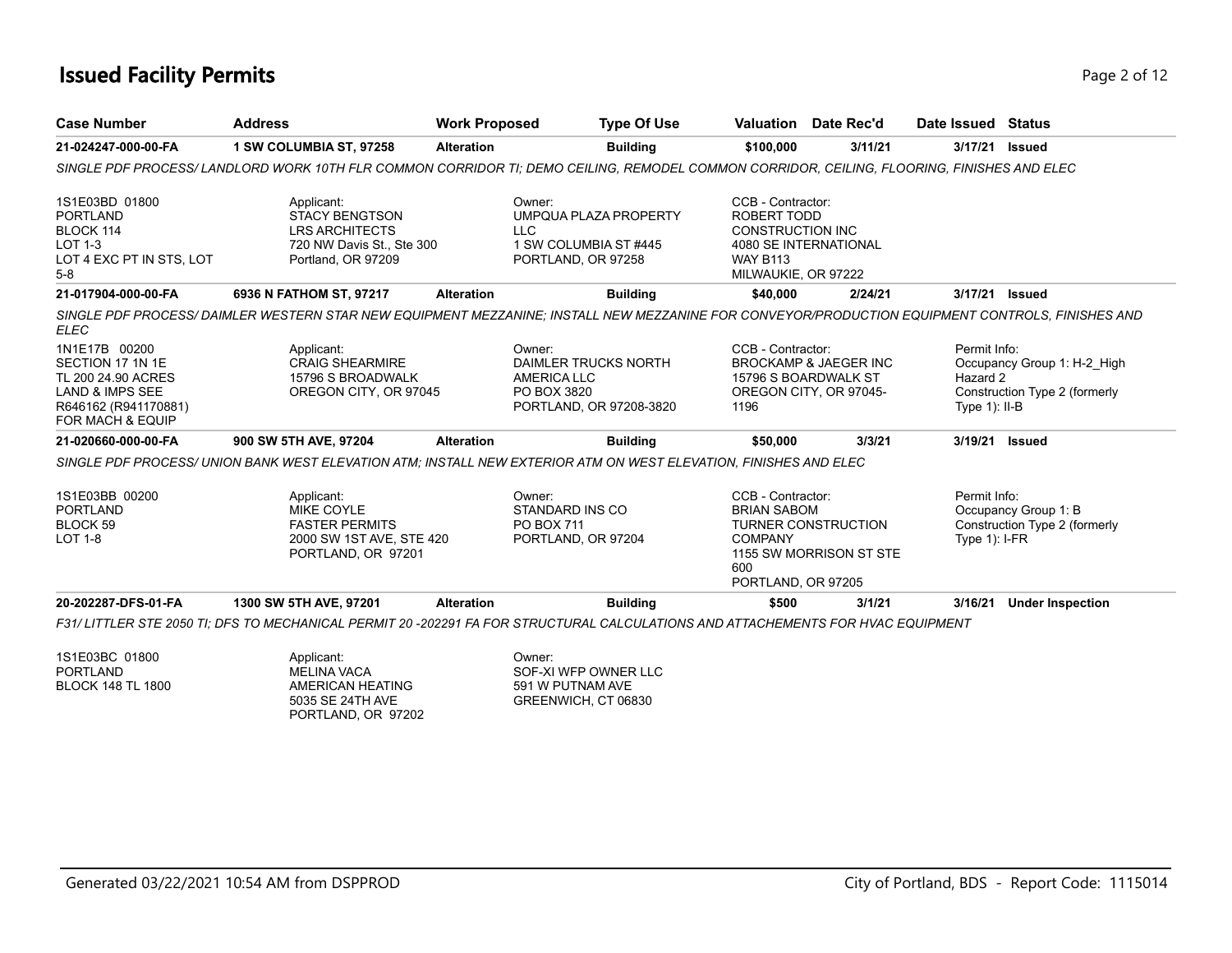# Issued Facility Permits

| Case Number | Address | Work Proposed | Type Of Use | Valuation | Date Rec'd | Date Issued | Status |
|---|---|---|---|---|---|---|---|
| **21-024247-000-00-FA** | **1 SW COLUMBIA ST, 97258** | **Alteration** | **Building** | **$100,000** | **3/11/21** | **3/17/21** | **Issued** |

*SINGLE PDF PROCESS/ LANDLORD WORK 10TH FLR COMMON CORRIDOR TI; DEMO CEILING, REMODEL COMMON CORRIDOR, CEILING, FLOORING, FINISHES AND ELEC*

1S1E03BD 01800
PORTLAND
BLOCK 114
LOT 1-3
LOT 4 EXC PT IN STS, LOT 5-8

Applicant:
STACY BENGTSON
LRS ARCHITECTS
720 NW Davis St., Ste 300
Portland, OR 97209

Owner:
UMPQUA PLAZA PROPERTY LLC
1 SW COLUMBIA ST #445
PORTLAND, OR 97258

CCB - Contractor:
ROBERT TODD
CONSTRUCTION INC
4080 SE INTERNATIONAL WAY B113
MILWAUKIE, OR 97222

| Case Number | Address | Work Proposed | Type Of Use | Valuation | Date Rec'd | Date Issued | Status |
|---|---|---|---|---|---|---|---|
| **21-017904-000-00-FA** | **6936 N FATHOM ST, 97217** | **Alteration** | **Building** | **$40,000** | **2/24/21** | **3/17/21** | **Issued** |

*SINGLE PDF PROCESS/ DAIMLER WESTERN STAR NEW EQUIPMENT MEZZANINE; INSTALL NEW MEZZANINE FOR CONVEYOR/PRODUCTION EQUIPMENT CONTROLS, FINISHES AND ELEC*

1N1E17B 00200
SECTION 17 1N 1E
TL 200 24.90 ACRES
LAND & IMPS SEE R646162 (R941170881) FOR MACH & EQUIP

Applicant:
CRAIG SHEARMIRE
15796 S BROADWALK
OREGON CITY, OR 97045

Owner:
DAIMLER TRUCKS NORTH AMERICA LLC
PO BOX 3820
PORTLAND, OR 97208-3820

CCB - Contractor:
BROCKAMP & JAEGER INC
15796 S BOARDWALK ST
OREGON CITY, OR 97045-1196

Permit Info:
Occupancy Group 1: H-2_High Hazard 2
Construction Type 2 (formerly Type 1): II-B

| Case Number | Address | Work Proposed | Type Of Use | Valuation | Date Rec'd | Date Issued | Status |
|---|---|---|---|---|---|---|---|
| **21-020660-000-00-FA** | **900 SW 5TH AVE, 97204** | **Alteration** | **Building** | **$50,000** | **3/3/21** | **3/19/21** | **Issued** |

*SINGLE PDF PROCESS/ UNION BANK WEST ELEVATION ATM; INSTALL NEW EXTERIOR ATM ON WEST ELEVATION, FINISHES AND ELEC*

1S1E03BB 00200
PORTLAND
BLOCK 59
LOT 1-8

Applicant:
MIKE COYLE
FASTER PERMITS
2000 SW 1ST AVE, STE 420
PORTLAND, OR 97201

Owner:
STANDARD INS CO
PO BOX 711
PORTLAND, OR 97204

CCB - Contractor:
BRIAN SABOM
TURNER CONSTRUCTION COMPANY
1155 SW MORRISON ST STE 600
PORTLAND, OR 97205

Permit Info:
Occupancy Group 1: B
Construction Type 2 (formerly Type 1): I-FR

| Case Number | Address | Work Proposed | Type Of Use | Valuation | Date Rec'd | Date Issued | Status |
|---|---|---|---|---|---|---|---|
| **20-202287-DFS-01-FA** | **1300 SW 5TH AVE, 97201** | **Alteration** | **Building** | **$500** | **3/1/21** | **3/16/21** | **Under Inspection** |

*F31/ LITTLER STE 2050 TI; DFS TO MECHANICAL PERMIT 20 -202291 FA FOR STRUCTURAL CALCULATIONS AND ATTACHEMENTS FOR HVAC EQUIPMENT*

1S1E03BC 01800
PORTLAND
BLOCK 148 TL 1800

Applicant:
MELINA VACA
AMERICAN HEATING
5035 SE 24TH AVE
PORTLAND, OR 97202

Owner:
SOF-XI WFP OWNER LLC
591 W PUTNAM AVE
GREENWICH, CT 06830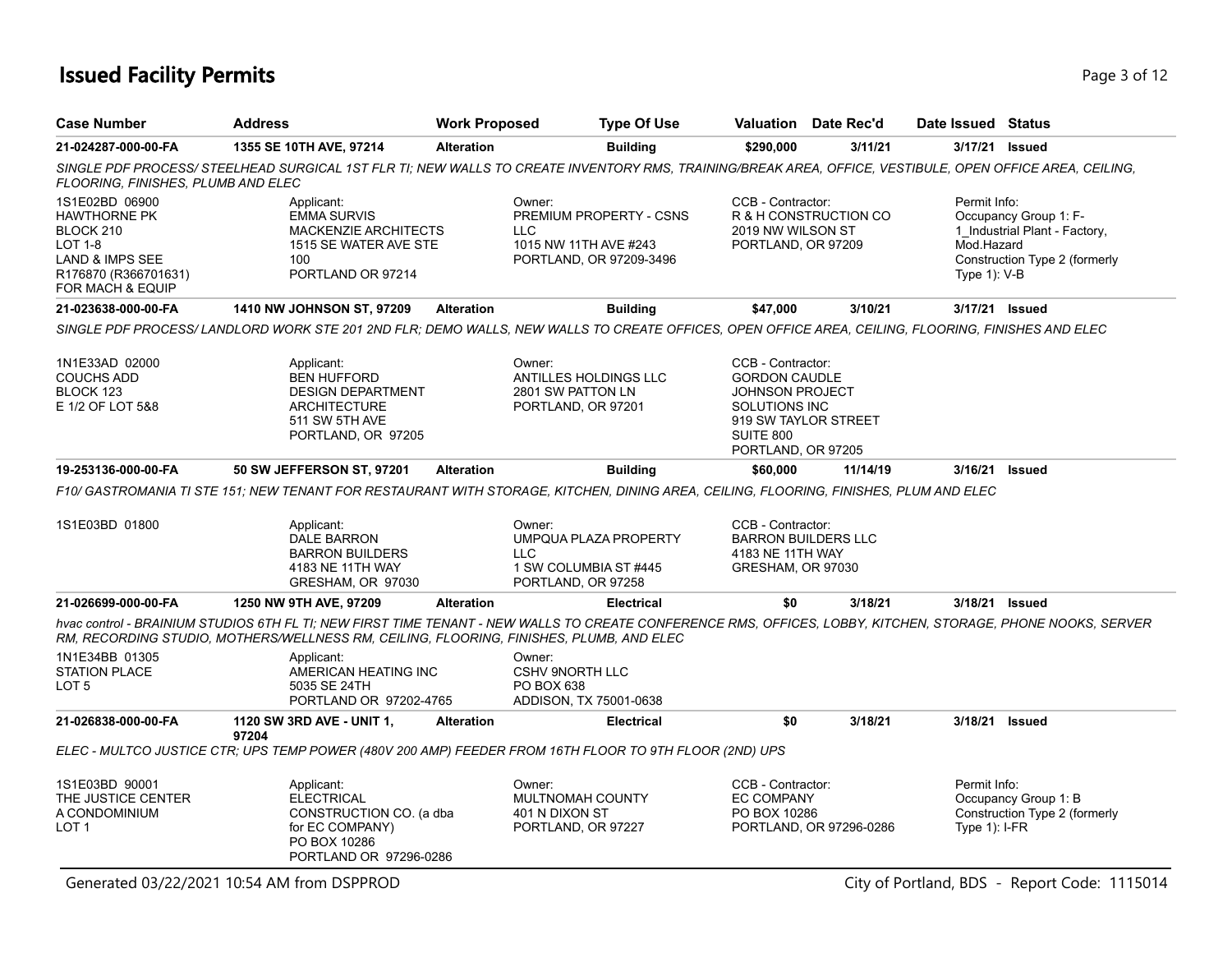# Issued Facility Permits

| Case Number | Address | Work Proposed | Type Of Use | Valuation | Date Rec'd | Date Issued | Status |
|---|---|---|---|---|---|---|---|
| 21-024287-000-00-FA | 1355 SE 10TH AVE, 97214 | Alteration | Building | $290,000 | 3/11/21 | 3/17/21 | Issued |

*SINGLE PDF PROCESS/ STEELHEAD SURGICAL 1ST FLR TI; NEW WALLS TO CREATE INVENTORY RMS, TRAINING/BREAK AREA, OFFICE, VESTIBULE, OPEN OFFICE AREA, CEILING, FLOORING, FINISHES, PLUMB AND ELEC*

1S1E02BD 06900
HAWTHORNE PK
BLOCK 210
LOT 1-8
LAND & IMPS SEE
R176870 (R366701631)
FOR MACH & EQUIP

Applicant:
EMMA SURVIS
MACKENZIE ARCHITECTS
1515 SE WATER AVE STE 100
PORTLAND OR 97214

Owner:
PREMIUM PROPERTY - CSNS LLC
1015 NW 11TH AVE #243
PORTLAND, OR 97209-3496

CCB - Contractor:
R & H CONSTRUCTION CO
2019 NW WILSON ST
PORTLAND, OR 97209

Permit Info:
Occupancy Group 1: F-1_Industrial Plant - Factory, Mod.Hazard
Construction Type 2 (formerly Type 1): V-B

| Case Number | Address | Work Proposed | Type Of Use | Valuation | Date Rec'd | Date Issued | Status |
|---|---|---|---|---|---|---|---|
| 21-023638-000-00-FA | 1410 NW JOHNSON ST, 97209 | Alteration | Building | $47,000 | 3/10/21 | 3/17/21 | Issued |

*SINGLE PDF PROCESS/ LANDLORD WORK STE 201 2ND FLR; DEMO WALLS, NEW WALLS TO CREATE OFFICES, OPEN OFFICE AREA, CEILING, FLOORING, FINISHES AND ELEC*

1N1E33AD 02000
COUCHS ADD
BLOCK 123
E 1/2 OF LOT 5&8

Applicant:
BEN HUFFORD
DESIGN DEPARTMENT ARCHITECTURE
511 SW 5TH AVE
PORTLAND, OR 97205

Owner:
ANTILLES HOLDINGS LLC
2801 SW PATTON LN
PORTLAND, OR 97201

CCB - Contractor:
GORDON CAUDLE
JOHNSON PROJECT SOLUTIONS INC
919 SW TAYLOR STREET
SUITE 800
PORTLAND, OR 97205

| Case Number | Address | Work Proposed | Type Of Use | Valuation | Date Rec'd | Date Issued | Status |
|---|---|---|---|---|---|---|---|
| 19-253136-000-00-FA | 50 SW JEFFERSON ST, 97201 | Alteration | Building | $60,000 | 11/14/19 | 3/16/21 | Issued |

*F10/ GASTROMANIA TI STE 151; NEW TENANT FOR RESTAURANT WITH STORAGE, KITCHEN, DINING AREA, CEILING, FLOORING, FINISHES, PLUM AND ELEC*

1S1E03BD 01800

Applicant:
DALE BARRON
BARRON BUILDERS
4183 NE 11TH WAY
GRESHAM, OR 97030

Owner:
UMPQUA PLAZA PROPERTY LLC
1 SW COLUMBIA ST #445
PORTLAND, OR 97258

CCB - Contractor:
BARRON BUILDERS LLC
4183 NE 11TH WAY
GRESHAM, OR 97030

| Case Number | Address | Work Proposed | Type Of Use | Valuation | Date Rec'd | Date Issued | Status |
|---|---|---|---|---|---|---|---|
| 21-026699-000-00-FA | 1250 NW 9TH AVE, 97209 | Alteration | Electrical | $0 | 3/18/21 | 3/18/21 | Issued |

*hvac control - BRAINIUM STUDIOS 6TH FL TI; NEW FIRST TIME TENANT - NEW WALLS TO CREATE CONFERENCE RMS, OFFICES, LOBBY, KITCHEN, STORAGE, PHONE NOOKS, SERVER RM, RECORDING STUDIO, MOTHERS/WELLNESS RM, CEILING, FLOORING, FINISHES, PLUMB, AND ELEC*

1N1E34BB 01305
STATION PLACE
LOT 5

Applicant:
AMERICAN HEATING INC
5035 SE 24TH
PORTLAND OR 97202-4765

Owner:
CSHV 9NORTH LLC
PO BOX 638
ADDISON, TX 75001-0638

| Case Number | Address | Work Proposed | Type Of Use | Valuation | Date Rec'd | Date Issued | Status |
|---|---|---|---|---|---|---|---|
| 21-026838-000-00-FA | 1120 SW 3RD AVE - UNIT 1, 97204 | Alteration | Electrical | $0 | 3/18/21 | 3/18/21 | Issued |

*ELEC - MULTCO JUSTICE CTR; UPS TEMP POWER (480V 200 AMP) FEEDER FROM 16TH FLOOR TO 9TH FLOOR (2ND) UPS*

1S1E03BD 90001
THE JUSTICE CENTER A CONDOMINIUM
LOT 1

Applicant:
ELECTRICAL CONSTRUCTION CO. (a dba for EC COMPANY)
PO BOX 10286
PORTLAND OR 97296-0286

Owner:
MULTNOMAH COUNTY
401 N DIXON ST
PORTLAND, OR 97227

CCB - Contractor:
EC COMPANY
PO BOX 10286
PORTLAND, OR 97296-0286

Permit Info:
Occupancy Group 1: B
Construction Type 2 (formerly Type 1): I-FR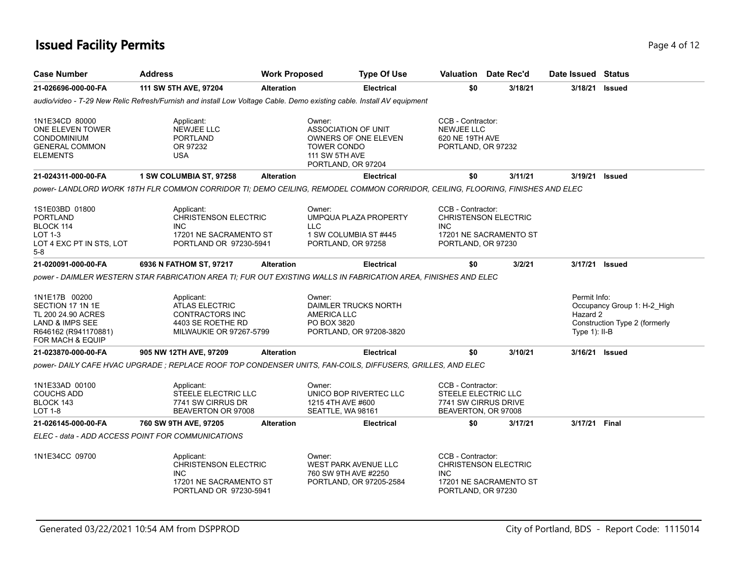# Issued Facility Permits

| Case Number | Address | Work Proposed | Type Of Use | Valuation | Date Rec'd | Date Issued | Status |
|---|---|---|---|---|---|---|---|
| 21-026696-000-00-FA | 111 SW 5TH AVE, 97204 | Alteration | Electrical | $0 | 3/18/21 | 3/18/21 | Issued |

*audio/video - T-29 New Relic Refresh/Furnish and install Low Voltage Cable. Demo existing cable. Install AV equipment*

1N1E34CD 80000
ONE ELEVEN TOWER CONDOMINIUM GENERAL COMMON ELEMENTS

Applicant:
NEWJEE LLC
PORTLAND
OR 97232
USA

Owner:
ASSOCIATION OF UNIT OWNERS OF ONE ELEVEN TOWER CONDO
111 SW 5TH AVE
PORTLAND, OR 97204

CCB - Contractor:
NEWJEE LLC
620 NE 19TH AVE
PORTLAND, OR 97232

| Case Number | Address | Work Proposed | Type Of Use | Valuation | Date Rec'd | Date Issued | Status |
|---|---|---|---|---|---|---|---|
| 21-024311-000-00-FA | 1 SW COLUMBIA ST, 97258 | Alteration | Electrical | $0 | 3/11/21 | 3/19/21 | Issued |

*power- LANDLORD WORK 18TH FLR COMMON CORRIDOR TI; DEMO CEILING, REMODEL COMMON CORRIDOR, CEILING, FLOORING, FINISHES AND ELEC*

1S1E03BD 01800
PORTLAND
BLOCK 114
LOT 1-3
LOT 4 EXC PT IN STS, LOT 5-8

Applicant:
CHRISTENSON ELECTRIC INC
17201 NE SACRAMENTO ST
PORTLAND OR 97230-5941

Owner:
UMPQUA PLAZA PROPERTY LLC
1 SW COLUMBIA ST #445
PORTLAND, OR 97258

CCB - Contractor:
CHRISTENSON ELECTRIC INC
17201 NE SACRAMENTO ST
PORTLAND, OR 97230

| Case Number | Address | Work Proposed | Type Of Use | Valuation | Date Rec'd | Date Issued | Status |
|---|---|---|---|---|---|---|---|
| 21-020091-000-00-FA | 6936 N FATHOM ST, 97217 | Alteration | Electrical | $0 | 3/2/21 | 3/17/21 | Issued |

*power - DAIMLER WESTERN STAR FABRICATION AREA TI; FUR OUT EXISTING WALLS IN FABRICATION AREA, FINISHES AND ELEC*

1N1E17B 00200
SECTION 17 1N 1E
TL 200 24.90 ACRES
LAND & IMPS SEE R646162 (R941170881) FOR MACH & EQUIP

Applicant:
ATLAS ELECTRIC CONTRACTORS INC
4403 SE ROETHE RD
MILWAUKIE OR 97267-5799

Owner:
DAIMLER TRUCKS NORTH AMERICA LLC
PO BOX 3820
PORTLAND, OR 97208-3820

Permit Info:
Occupancy Group 1: H-2_High Hazard 2
Construction Type 2 (formerly Type 1): II-B

| Case Number | Address | Work Proposed | Type Of Use | Valuation | Date Rec'd | Date Issued | Status |
|---|---|---|---|---|---|---|---|
| 21-023870-000-00-FA | 905 NW 12TH AVE, 97209 | Alteration | Electrical | $0 | 3/10/21 | 3/16/21 | Issued |

*power- DAILY CAFE HVAC UPGRADE ; REPLACE ROOF TOP CONDENSER UNITS, FAN-COILS, DIFFUSERS, GRILLES, AND ELEC*

1N1E33AD 00100
COUCHS ADD
BLOCK 143
LOT 1-8

Applicant:
STEELE ELECTRIC LLC
7741 SW CIRRUS DR
BEAVERTON OR 97008

Owner:
UNICO BOP RIVERTEC LLC
1215 4TH AVE #600
SEATTLE, WA 98161

CCB - Contractor:
STEELE ELECTRIC LLC
7741 SW CIRRUS DRIVE
BEAVERTON, OR 97008

| Case Number | Address | Work Proposed | Type Of Use | Valuation | Date Rec'd | Date Issued | Status |
|---|---|---|---|---|---|---|---|
| 21-026145-000-00-FA | 760 SW 9TH AVE, 97205 | Alteration | Electrical | $0 | 3/17/21 | 3/17/21 | Final |

*ELEC - data - ADD ACCESS POINT FOR COMMUNICATIONS*

1N1E34CC 09700

Applicant:
CHRISTENSON ELECTRIC INC
17201 NE SACRAMENTO ST
PORTLAND OR 97230-5941

Owner:
WEST PARK AVENUE LLC
760 SW 9TH AVE #2250
PORTLAND, OR 97205-2584

CCB - Contractor:
CHRISTENSON ELECTRIC INC
17201 NE SACRAMENTO ST
PORTLAND, OR 97230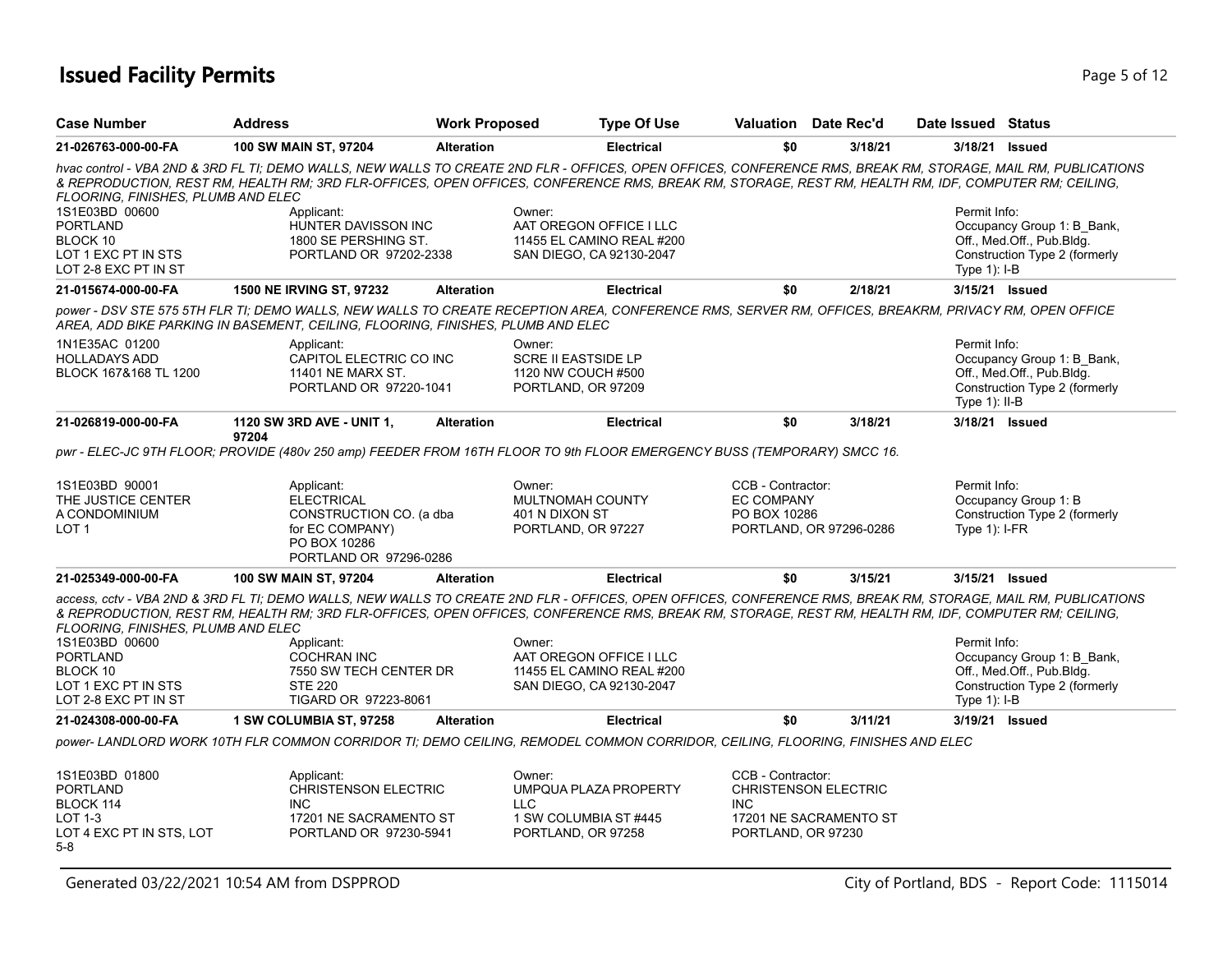# Issued Facility Permits

| Case Number | Address | Work Proposed | Type Of Use | Valuation | Date Rec'd | Date Issued | Status |
|---|---|---|---|---|---|---|---|
| 21-026763-000-00-FA | 100 SW MAIN ST, 97204 | Alteration | Electrical | $0 | 3/18/21 | 3/18/21 | Issued |

*hvac control - VBA 2ND & 3RD FL TI; DEMO WALLS, NEW WALLS TO CREATE 2ND FLR - OFFICES, OPEN OFFICES, CONFERENCE RMS, BREAK RM, STORAGE, MAIL RM, PUBLICATIONS & REPRODUCTION, REST RM, HEALTH RM; 3RD FLR-OFFICES, OPEN OFFICES, CONFERENCE RMS, BREAK RM, STORAGE, REST RM, HEALTH RM, IDF, COMPUTER RM; CEILING, FLOORING, FINISHES, PLUMB AND ELEC*

1S1E03BD 00600
PORTLAND
BLOCK 10
LOT 1 EXC PT IN STS
LOT 2-8 EXC PT IN ST

Applicant:
HUNTER DAVISSON INC
1800 SE PERSHING ST.
PORTLAND OR 97202-2338

Owner:
AAT OREGON OFFICE I LLC
11455 EL CAMINO REAL #200
SAN DIEGO, CA 92130-2047

Permit Info:
Occupancy Group 1: B_Bank, Off., Med.Off., Pub.Bldg.
Construction Type 2 (formerly Type 1): I-B

| Case Number | Address | Work Proposed | Type Of Use | Valuation | Date Rec'd | Date Issued | Status |
|---|---|---|---|---|---|---|---|
| 21-015674-000-00-FA | 1500 NE IRVING ST, 97232 | Alteration | Electrical | $0 | 2/18/21 | 3/15/21 | Issued |

*power - DSV STE 575 5TH FLR TI; DEMO WALLS, NEW WALLS TO CREATE RECEPTION AREA, CONFERENCE RMS, SERVER RM, OFFICES, BREAKRM, PRIVACY RM, OPEN OFFICE AREA, ADD BIKE PARKING IN BASEMENT, CEILING, FLOORING, FINISHES, PLUMB AND ELEC*

1N1E35AC 01200
HOLLADAYS ADD
BLOCK 167&168 TL 1200

Applicant:
CAPITOL ELECTRIC CO INC
11401 NE MARX ST.
PORTLAND OR 97220-1041

Owner:
SCRE II EASTSIDE LP
1120 NW COUCH #500
PORTLAND, OR 97209

Permit Info:
Occupancy Group 1: B_Bank, Off., Med.Off., Pub.Bldg.
Construction Type 2 (formerly Type 1): II-B

| Case Number | Address | Work Proposed | Type Of Use | Valuation | Date Rec'd | Date Issued | Status |
|---|---|---|---|---|---|---|---|
| 21-026819-000-00-FA | 1120 SW 3RD AVE - UNIT 1, 97204 | Alteration | Electrical | $0 | 3/18/21 | 3/18/21 | Issued |

*pwr - ELEC-JC 9TH FLOOR; PROVIDE (480v 250 amp) FEEDER FROM 16TH FLOOR TO 9th FLOOR EMERGENCY BUSS (TEMPORARY) SMCC 16.*

1S1E03BD 90001
THE JUSTICE CENTER
A CONDOMINIUM
LOT 1

Applicant:
ELECTRICAL CONSTRUCTION CO. (a dba for EC COMPANY)
PO BOX 10286
PORTLAND OR 97296-0286

Owner:
MULTNOMAH COUNTY
401 N DIXON ST
PORTLAND, OR 97227

CCB - Contractor:
EC COMPANY
PO BOX 10286
PORTLAND, OR 97296-0286

Permit Info:
Occupancy Group 1: B
Construction Type 2 (formerly Type 1): I-FR

| Case Number | Address | Work Proposed | Type Of Use | Valuation | Date Rec'd | Date Issued | Status |
|---|---|---|---|---|---|---|---|
| 21-025349-000-00-FA | 100 SW MAIN ST, 97204 | Alteration | Electrical | $0 | 3/15/21 | 3/15/21 | Issued |

*access, cctv - VBA 2ND & 3RD FL TI; DEMO WALLS, NEW WALLS TO CREATE 2ND FLR - OFFICES, OPEN OFFICES, CONFERENCE RMS, BREAK RM, STORAGE, MAIL RM, PUBLICATIONS & REPRODUCTION, REST RM, HEALTH RM; 3RD FLR-OFFICES, OPEN OFFICES, CONFERENCE RMS, BREAK RM, STORAGE, REST RM, HEALTH RM, IDF, COMPUTER RM; CEILING, FLOORING, FINISHES, PLUMB AND ELEC*

1S1E03BD 00600
PORTLAND
BLOCK 10
LOT 1 EXC PT IN STS
LOT 2-8 EXC PT IN ST

Applicant:
COCHRAN INC
7550 SW TECH CENTER DR
STE 220
TIGARD OR 97223-8061

Owner:
AAT OREGON OFFICE I LLC
11455 EL CAMINO REAL #200
SAN DIEGO, CA 92130-2047

Permit Info:
Occupancy Group 1: B_Bank, Off., Med.Off., Pub.Bldg.
Construction Type 2 (formerly Type 1): I-B

| Case Number | Address | Work Proposed | Type Of Use | Valuation | Date Rec'd | Date Issued | Status |
|---|---|---|---|---|---|---|---|
| 21-024308-000-00-FA | 1 SW COLUMBIA ST, 97258 | Alteration | Electrical | $0 | 3/11/21 | 3/19/21 | Issued |

*power- LANDLORD WORK 10TH FLR COMMON CORRIDOR TI; DEMO CEILING, REMODEL COMMON CORRIDOR, CEILING, FLOORING, FINISHES AND ELEC*

1S1E03BD 01800
PORTLAND
BLOCK 114
LOT 1-3
LOT 4 EXC PT IN STS, LOT 5-8

Applicant:
CHRISTENSON ELECTRIC INC
17201 NE SACRAMENTO ST
PORTLAND OR 97230-5941

Owner:
UMPQUA PLAZA PROPERTY LLC
1 SW COLUMBIA ST #445
PORTLAND, OR 97258

CCB - Contractor:
CHRISTENSON ELECTRIC INC
17201 NE SACRAMENTO ST
PORTLAND, OR 97230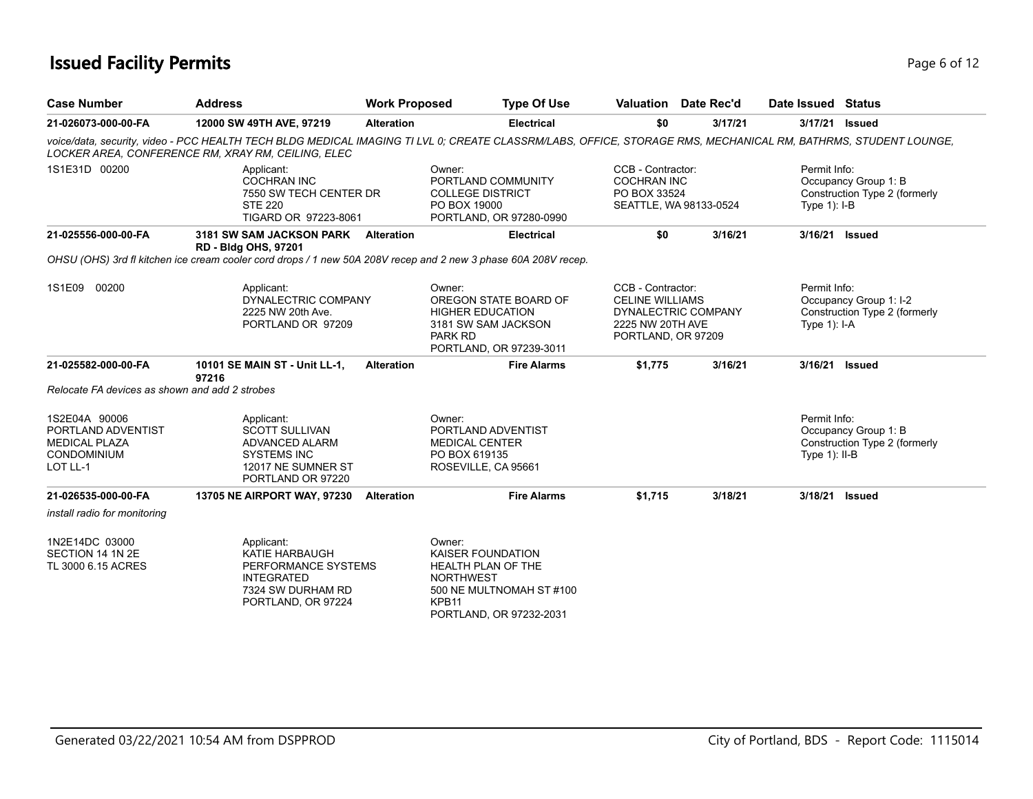## Issued Facility Permits

| Case Number | Address | Work Proposed | Type Of Use | Valuation | Date Rec'd | Date Issued | Status |
|---|---|---|---|---|---|---|---|
| 21-026073-000-00-FA | 12000 SW 49TH AVE, 97219 | Alteration | Electrical | $0 | 3/17/21 | 3/17/21 | Issued |

*voice/data, security, video - PCC HEALTH TECH BLDG MEDICAL IMAGING TI LVL 0; CREATE CLASSRM/LABS, OFFICE, STORAGE RMS, MECHANICAL RM, BATHRMS, STUDENT LOUNGE, LOCKER AREA, CONFERENCE RM, XRAY RM, CEILING, ELEC*

1S1E31D 00200

Applicant:
COCHRAN INC
7550 SW TECH CENTER DR
STE 220
TIGARD OR 97223-8061

Owner:
PORTLAND COMMUNITY COLLEGE DISTRICT
PO BOX 19000
PORTLAND, OR 97280-0990

CCB - Contractor:
COCHRAN INC
PO BOX 33524
SEATTLE, WA 98133-0524

Permit Info:
Occupancy Group 1: B
Construction Type 2 (formerly Type 1): I-B

---

| Case Number | Address | Work Proposed | Type Of Use | Valuation | Date Rec'd | Date Issued | Status |
|---|---|---|---|---|---|---|---|
| 21-025556-000-00-FA | 3181 SW SAM JACKSON PARK RD - Bldg OHS, 97201 | Alteration | Electrical | $0 | 3/16/21 | 3/16/21 | Issued |

*OHSU (OHS) 3rd fl kitchen ice cream cooler cord drops / 1 new 50A 208V recep and 2 new 3 phase 60A 208V recep.*

1S1E09 00200

Applicant:
DYNALECTRIC COMPANY
2225 NW 20th Ave.
PORTLAND OR 97209

Owner:
OREGON STATE BOARD OF HIGHER EDUCATION
3181 SW SAM JACKSON PARK RD
PORTLAND, OR 97239-3011

CCB - Contractor:
CELINE WILLIAMS
DYNALECTRIC COMPANY
2225 NW 20TH AVE
PORTLAND, OR 97209

Permit Info:
Occupancy Group 1: I-2
Construction Type 2 (formerly Type 1): I-A

---

| Case Number | Address | Work Proposed | Type Of Use | Valuation | Date Rec'd | Date Issued | Status |
|---|---|---|---|---|---|---|---|
| 21-025582-000-00-FA | 10101 SE MAIN ST - Unit LL-1, 97216 | Alteration | Fire Alarms | $1,775 | 3/16/21 | 3/16/21 | Issued |

*Relocate FA devices as shown and add 2 strobes*

1S2E04A 90006
PORTLAND ADVENTIST MEDICAL PLAZA CONDOMINIUM
LOT LL-1

Applicant:
SCOTT SULLIVAN
ADVANCED ALARM SYSTEMS INC
12017 NE SUMNER ST
PORTLAND OR 97220

Owner:
PORTLAND ADVENTIST MEDICAL CENTER
PO BOX 619135
ROSEVILLE, CA 95661

Permit Info:
Occupancy Group 1: B
Construction Type 2 (formerly Type 1): II-B

---

| Case Number | Address | Work Proposed | Type Of Use | Valuation | Date Rec'd | Date Issued | Status |
|---|---|---|---|---|---|---|---|
| 21-026535-000-00-FA | 13705 NE AIRPORT WAY, 97230 | Alteration | Fire Alarms | $1,715 | 3/18/21 | 3/18/21 | Issued |

*install radio for monitoring*

1N2E14DC 03000
SECTION 14 1N 2E
TL 3000 6.15 ACRES

Applicant:
KATIE HARBAUGH
PERFORMANCE SYSTEMS INTEGRATED
7324 SW DURHAM RD
PORTLAND, OR 97224

Owner:
KAISER FOUNDATION HEALTH PLAN OF THE NORTHWEST
500 NE MULTNOMAH ST #100
KPB11
PORTLAND, OR 97232-2031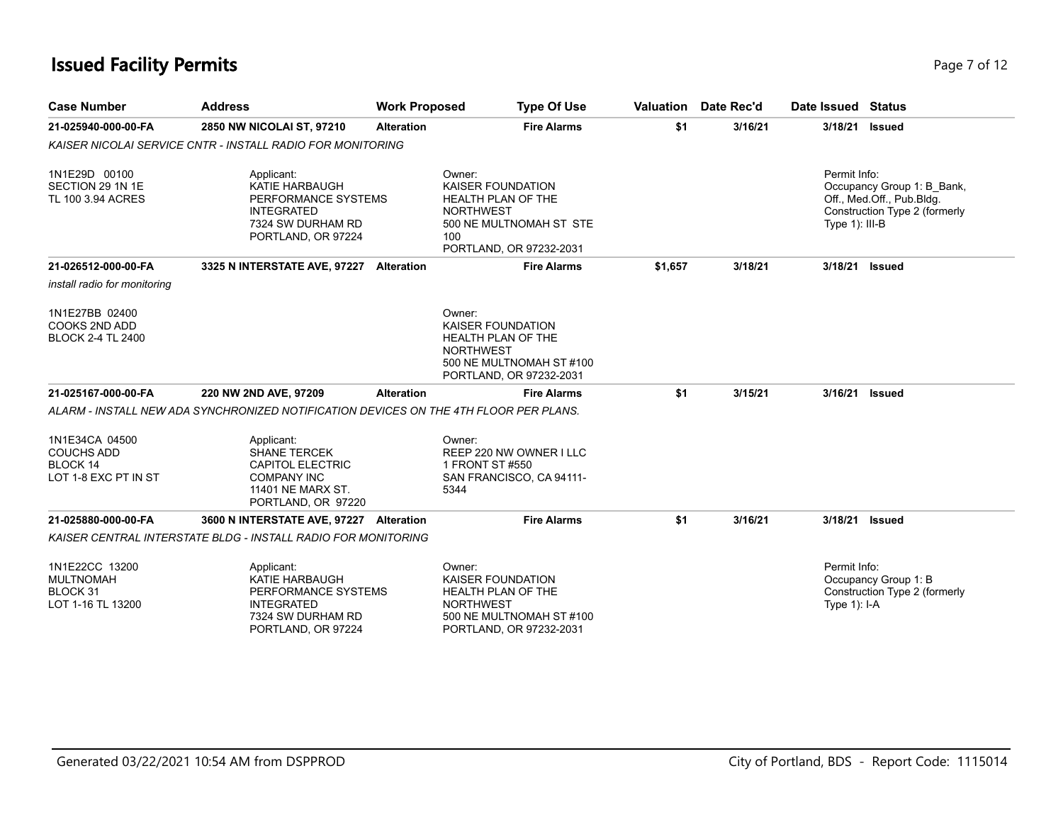# Issued Facility Permits

| Case Number | Address | Work Proposed | Type Of Use | Valuation | Date Rec'd | Date Issued | Status |
|---|---|---|---|---|---|---|---|
| 21-025940-000-00-FA | 2850 NW NICOLAI ST, 97210 | Alteration | Fire Alarms | $1 | 3/16/21 | 3/18/21 | Issued |

*KAISER NICOLAI SERVICE CNTR - INSTALL RADIO FOR MONITORING*

1N1E29D 00100
SECTION 29 1N 1E
TL 100 3.94 ACRES

Applicant:
KATIE HARBAUGH
PERFORMANCE SYSTEMS INTEGRATED
7324 SW DURHAM RD
PORTLAND, OR 97224

Owner:
KAISER FOUNDATION HEALTH PLAN OF THE NORTHWEST
500 NE MULTNOMAH ST STE 100
PORTLAND, OR 97232-2031

Permit Info:
Occupancy Group 1: B_Bank, Off., Med.Off., Pub.Bldg.
Construction Type 2 (formerly Type 1): III-B

| Case Number | Address | Work Proposed | Type Of Use | Valuation | Date Rec'd | Date Issued | Status |
|---|---|---|---|---|---|---|---|
| 21-026512-000-00-FA | 3325 N INTERSTATE AVE, 97227 | Alteration | Fire Alarms | $1,657 | 3/18/21 | 3/18/21 | Issued |

*install radio for monitoring*

1N1E27BB 02400
COOKS 2ND ADD
BLOCK 2-4 TL 2400

Owner:
KAISER FOUNDATION HEALTH PLAN OF THE NORTHWEST
500 NE MULTNOMAH ST #100
PORTLAND, OR 97232-2031

| Case Number | Address | Work Proposed | Type Of Use | Valuation | Date Rec'd | Date Issued | Status |
|---|---|---|---|---|---|---|---|
| 21-025167-000-00-FA | 220 NW 2ND AVE, 97209 | Alteration | Fire Alarms | $1 | 3/15/21 | 3/16/21 | Issued |

*ALARM - INSTALL NEW ADA SYNCHRONIZED NOTIFICATION DEVICES ON THE 4TH FLOOR PER PLANS.*

1N1E34CA 04500
COUCHS ADD
BLOCK 14
LOT 1-8 EXC PT IN ST

Applicant:
SHANE TERCEK
CAPITOL ELECTRIC COMPANY INC
11401 NE MARX ST.
PORTLAND, OR 97220

Owner:
REEP 220 NW OWNER I LLC
1 FRONT ST #550
SAN FRANCISCO, CA 94111-5344

| Case Number | Address | Work Proposed | Type Of Use | Valuation | Date Rec'd | Date Issued | Status |
|---|---|---|---|---|---|---|---|
| 21-025880-000-00-FA | 3600 N INTERSTATE AVE, 97227 | Alteration | Fire Alarms | $1 | 3/16/21 | 3/18/21 | Issued |

*KAISER CENTRAL INTERSTATE BLDG - INSTALL RADIO FOR MONITORING*

1N1E22CC 13200
MULTNOMAH
BLOCK 31
LOT 1-16 TL 13200

Applicant:
KATIE HARBAUGH
PERFORMANCE SYSTEMS INTEGRATED
7324 SW DURHAM RD
PORTLAND, OR 97224

Owner:
KAISER FOUNDATION HEALTH PLAN OF THE NORTHWEST
500 NE MULTNOMAH ST #100
PORTLAND, OR 97232-2031

Permit Info:
Occupancy Group 1: B
Construction Type 2 (formerly Type 1): I-A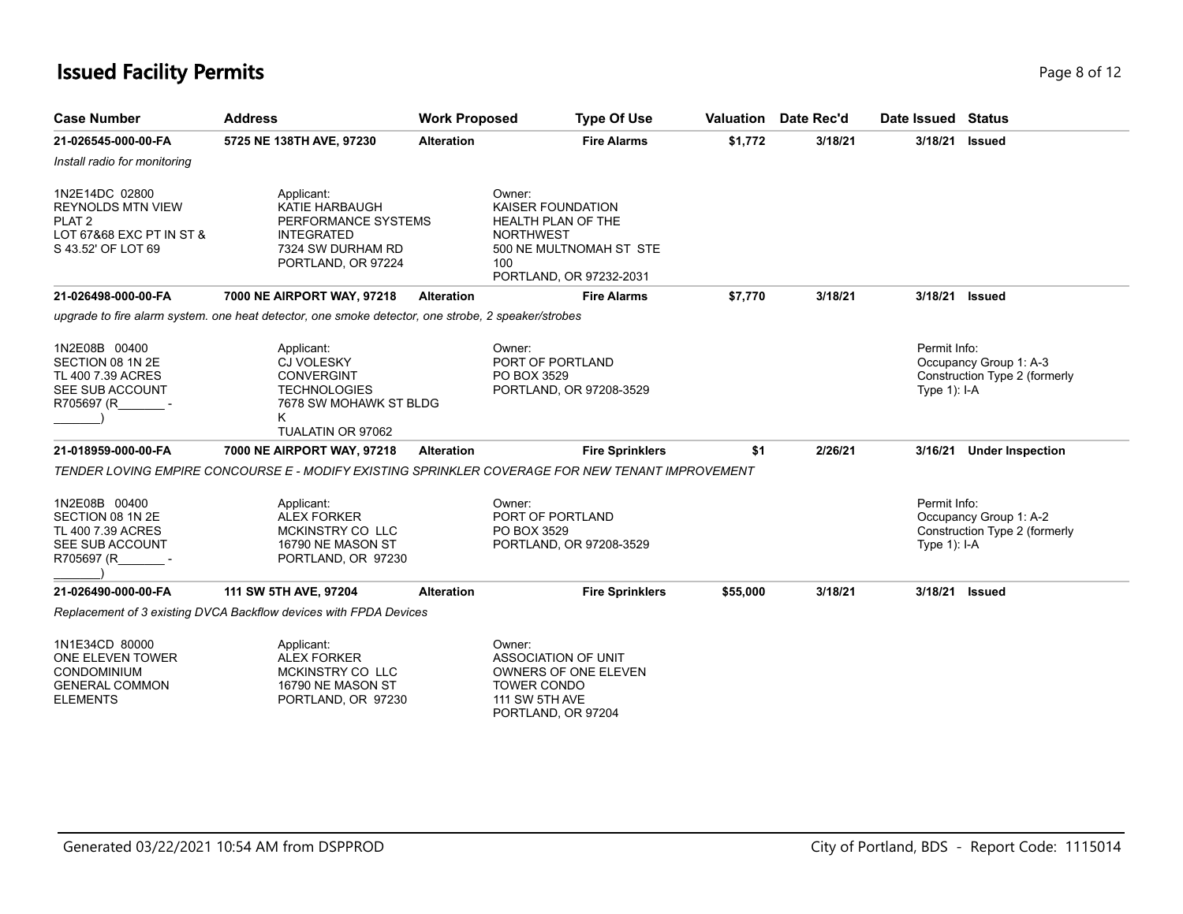## Issued Facility Permits

| Case Number | Address | Work Proposed | Type Of Use | Valuation | Date Rec'd | Date Issued | Status |
|---|---|---|---|---|---|---|---|
| 21-026545-000-00-FA | 5725 NE 138TH AVE, 97230 | Alteration | Fire Alarms | $1,772 | 3/18/21 | 3/18/21 | Issued |

*Install radio for monitoring*

1N2E14DC 02800
REYNOLDS MTN VIEW
PLAT 2
LOT 67&68 EXC PT IN ST &
S 43.52' OF LOT 69

Applicant:
KATIE HARBAUGH
PERFORMANCE SYSTEMS
INTEGRATED
7324 SW DURHAM RD
PORTLAND, OR 97224

Owner:
KAISER FOUNDATION
HEALTH PLAN OF THE
NORTHWEST
500 NE MULTNOMAH ST STE
100
PORTLAND, OR 97232-2031

| Case Number | Address | Work Proposed | Type Of Use | Valuation | Date Rec'd | Date Issued | Status |
|---|---|---|---|---|---|---|---|
| 21-026498-000-00-FA | 7000 NE AIRPORT WAY, 97218 | Alteration | Fire Alarms | $7,770 | 3/18/21 | 3/18/21 | Issued |

*upgrade to fire alarm system. one heat detector, one smoke detector, one strobe, 2 speaker/strobes*

1N2E08B 00400
SECTION 08 1N 2E
TL 400 7.39 ACRES
SEE SUB ACCOUNT
R705697 (R_______ -
_______)

Applicant:
CJ VOLESKY
CONVERGINT
TECHNOLOGIES
7678 SW MOHAWK ST BLDG
K
TUALATIN OR 97062

Owner:
PORT OF PORTLAND
PO BOX 3529
PORTLAND, OR 97208-3529

Permit Info:
Occupancy Group 1: A-3
Construction Type 2 (formerly
Type 1): I-A

| Case Number | Address | Work Proposed | Type Of Use | Valuation | Date Rec'd | Date Issued | Status |
|---|---|---|---|---|---|---|---|
| 21-018959-000-00-FA | 7000 NE AIRPORT WAY, 97218 | Alteration | Fire Sprinklers | $1 | 2/26/21 | 3/16/21 | Under Inspection |

*TENDER LOVING EMPIRE CONCOURSE E - MODIFY EXISTING SPRINKLER COVERAGE FOR NEW TENANT IMPROVEMENT*

1N2E08B 00400
SECTION 08 1N 2E
TL 400 7.39 ACRES
SEE SUB ACCOUNT
R705697 (R_______ -
_______)

Applicant:
ALEX FORKER
MCKINSTRY CO LLC
16790 NE MASON ST
PORTLAND, OR 97230

Owner:
PORT OF PORTLAND
PO BOX 3529
PORTLAND, OR 97208-3529

Permit Info:
Occupancy Group 1: A-2
Construction Type 2 (formerly
Type 1): I-A

| Case Number | Address | Work Proposed | Type Of Use | Valuation | Date Rec'd | Date Issued | Status |
|---|---|---|---|---|---|---|---|
| 21-026490-000-00-FA | 111 SW 5TH AVE, 97204 | Alteration | Fire Sprinklers | $55,000 | 3/18/21 | 3/18/21 | Issued |

*Replacement of 3 existing DVCA Backflow devices with FPDA Devices*

1N1E34CD 80000
ONE ELEVEN TOWER
CONDOMINIUM
GENERAL COMMON
ELEMENTS

Applicant:
ALEX FORKER
MCKINSTRY CO LLC
16790 NE MASON ST
PORTLAND, OR 97230

Owner:
ASSOCIATION OF UNIT
OWNERS OF ONE ELEVEN
TOWER CONDO
111 SW 5TH AVE
PORTLAND, OR 97204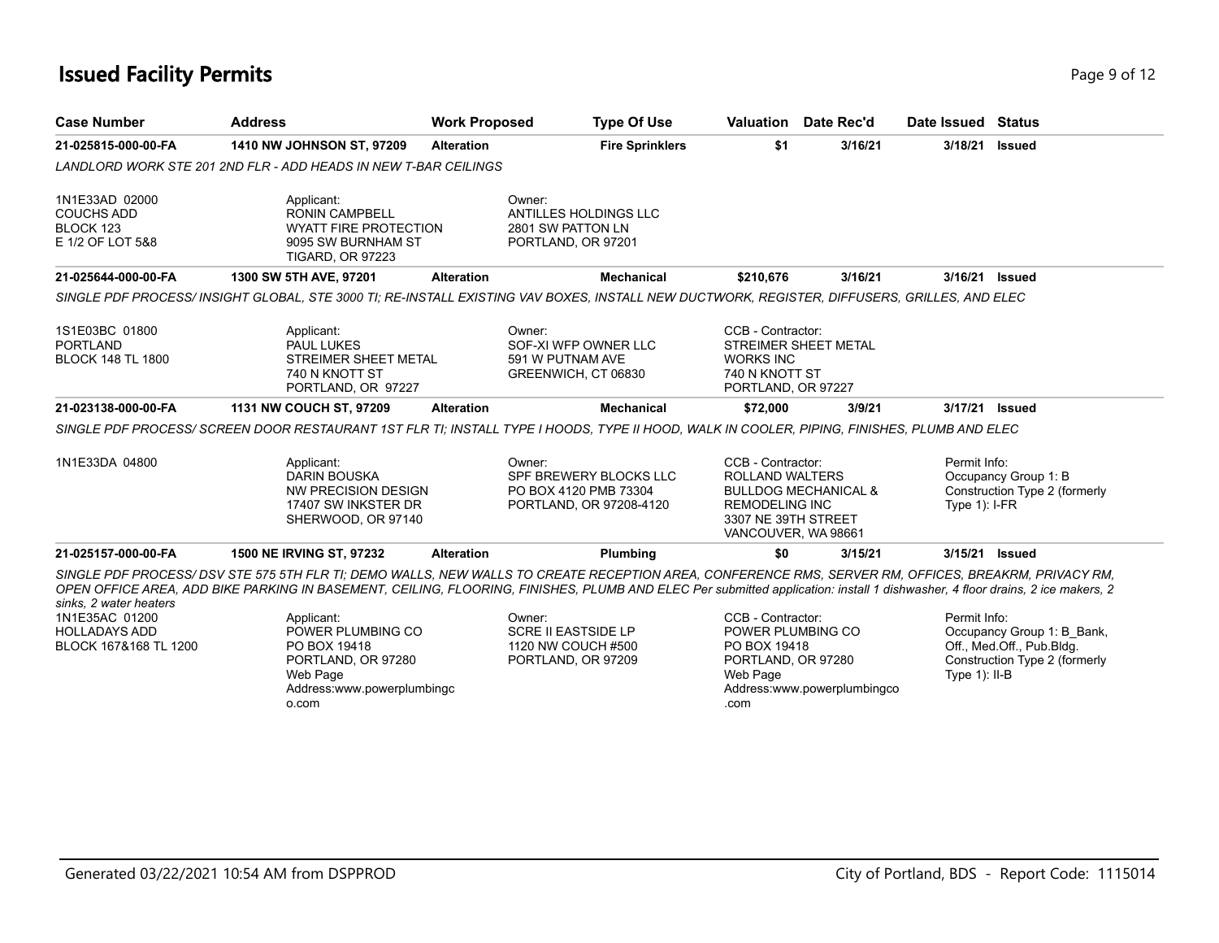# Issued Facility Permits

| Case Number | Address | Work Proposed | Type Of Use | Valuation | Date Rec'd | Date Issued | Status |
|---|---|---|---|---|---|---|---|
| **21-025815-000-00-FA** | **1410 NW JOHNSON ST, 97209** | **Alteration** | **Fire Sprinklers** | **$1** | **3/16/21** | **3/18/21** | **Issued** |

*LANDLORD WORK STE 201 2ND FLR - ADD HEADS IN NEW T-BAR CEILINGS*

1N1E33AD 02000
COUCHS ADD
BLOCK 123
E 1/2 OF LOT 5&8

Applicant:
RONIN CAMPBELL
WYATT FIRE PROTECTION
9095 SW BURNHAM ST
TIGARD, OR 97223

Owner:
ANTILLES HOLDINGS LLC
2801 SW PATTON LN
PORTLAND, OR 97201

| Case Number | Address | Work Proposed | Type Of Use | Valuation | Date Rec'd | Date Issued | Status |
|---|---|---|---|---|---|---|---|
| **21-025644-000-00-FA** | **1300 SW 5TH AVE, 97201** | **Alteration** | **Mechanical** | **$210,676** | **3/16/21** | **3/16/21** | **Issued** |

*SINGLE PDF PROCESS/ INSIGHT GLOBAL, STE 3000 TI; RE-INSTALL EXISTING VAV BOXES, INSTALL NEW DUCTWORK, REGISTER, DIFFUSERS, GRILLES, AND ELEC*

1S1E03BC 01800
PORTLAND
BLOCK 148 TL 1800

Applicant:
PAUL LUKES
STREIMER SHEET METAL
740 N KNOTT ST
PORTLAND, OR 97227

Owner:
SOF-XI WFP OWNER LLC
591 W PUTNAM AVE
GREENWICH, CT 06830

CCB - Contractor:
STREIMER SHEET METAL
WORKS INC
740 N KNOTT ST
PORTLAND, OR 97227

| Case Number | Address | Work Proposed | Type Of Use | Valuation | Date Rec'd | Date Issued | Status |
|---|---|---|---|---|---|---|---|
| **21-023138-000-00-FA** | **1131 NW COUCH ST, 97209** | **Alteration** | **Mechanical** | **$72,000** | **3/9/21** | **3/17/21** | **Issued** |

*SINGLE PDF PROCESS/ SCREEN DOOR RESTAURANT 1ST FLR TI; INSTALL TYPE I HOODS, TYPE II HOOD, WALK IN COOLER, PIPING, FINISHES, PLUMB AND ELEC*

1N1E33DA 04800

Applicant:
DARIN BOUSKA
NW PRECISION DESIGN
17407 SW INKSTER DR
SHERWOOD, OR 97140

Owner:
SPF BREWERY BLOCKS LLC
PO BOX 4120 PMB 73304
PORTLAND, OR 97208-4120

CCB - Contractor:
ROLLAND WALTERS
BULLDOG MECHANICAL &
REMODELING INC
3307 NE 39TH STREET
VANCOUVER, WA 98661

Permit Info:
Occupancy Group 1: B
Construction Type 2 (formerly Type 1): I-FR

| Case Number | Address | Work Proposed | Type Of Use | Valuation | Date Rec'd | Date Issued | Status |
|---|---|---|---|---|---|---|---|
| **21-025157-000-00-FA** | **1500 NE IRVING ST, 97232** | **Alteration** | **Plumbing** | **$0** | **3/15/21** | **3/15/21** | **Issued** |

*SINGLE PDF PROCESS/ DSV STE 575 5TH FLR TI; DEMO WALLS, NEW WALLS TO CREATE RECEPTION AREA, CONFERENCE RMS, SERVER RM, OFFICES, BREAKRM, PRIVACY RM, OPEN OFFICE AREA, ADD BIKE PARKING IN BASEMENT, CEILING, FLOORING, FINISHES, PLUMB AND ELEC Per submitted application: install 1 dishwasher, 4 floor drains, 2 ice makers, 2 sinks, 2 water heaters*

1N1E35AC 01200
HOLLADAYS ADD
BLOCK 167&168 TL 1200

Applicant:
POWER PLUMBING CO
PO BOX 19418
PORTLAND, OR 97280
Web Page
Address:www.powerplumbingco.com

Owner:
SCRE II EASTSIDE LP
1120 NW COUCH #500
PORTLAND, OR 97209

CCB - Contractor:
POWER PLUMBING CO
PO BOX 19418
PORTLAND, OR 97280
Web Page
Address:www.powerplumbingco.com

Permit Info:
Occupancy Group 1: B_Bank, Off., Med.Off., Pub.Bldg.
Construction Type 2 (formerly Type 1): II-B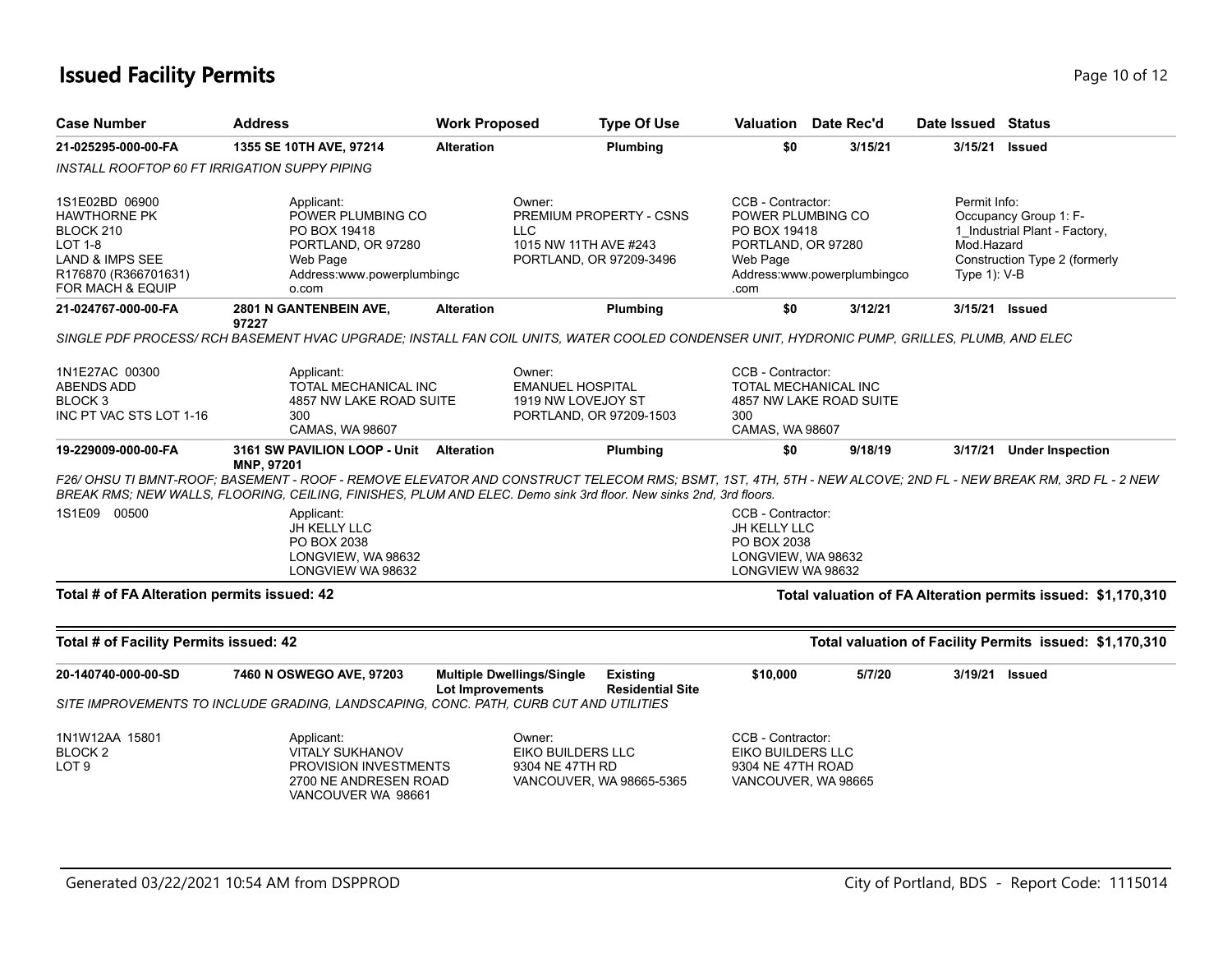# Issued Facility Permits

| Case Number | Address | Work Proposed | Type Of Use | Valuation | Date Rec'd | Date Issued | Status |
|---|---|---|---|---|---|---|---|
| **21-025295-000-00-FA** | **1355 SE 10TH AVE, 97214** | **Alteration** | **Plumbing** | **$0** | **3/15/21** | **3/15/21** | **Issued** |

*INSTALL ROOFTOP 60 FT IRRIGATION SUPPY PIPING*

1S1E02BD 06900
HAWTHORNE PK
BLOCK 210
LOT 1-8
LAND & IMPS SEE
R176870 (R366701631)
FOR MACH & EQUIP

Applicant:
POWER PLUMBING CO
PO BOX 19418
PORTLAND, OR 97280
Web Page
Address:www.powerplumbingc
o.com

Owner:
PREMIUM PROPERTY - CSNS
LLC
1015 NW 11TH AVE #243
PORTLAND, OR 97209-3496

CCB - Contractor:
POWER PLUMBING CO
PO BOX 19418
PORTLAND, OR 97280
Web Page
Address:www.powerplumbingco
.com

Permit Info:
Occupancy Group 1: F-
1_Industrial Plant - Factory,
Mod.Hazard
Construction Type 2 (formerly
Type 1): V-B

| Case Number | Address | Work Proposed | Type Of Use | Valuation | Date Rec'd | Date Issued | Status |
|---|---|---|---|---|---|---|---|
| **21-024767-000-00-FA** | **2801 N GANTENBEIN AVE, 97227** | **Alteration** | **Plumbing** | **$0** | **3/12/21** | **3/15/21** | **Issued** |

*SINGLE PDF PROCESS/ RCH BASEMENT HVAC UPGRADE; INSTALL FAN COIL UNITS, WATER COOLED CONDENSER UNIT, HYDRONIC PUMP, GRILLES, PLUMB, AND ELEC*

1N1E27AC 00300
ABENDS ADD
BLOCK 3
INC PT VAC STS LOT 1-16

Applicant:
TOTAL MECHANICAL INC
4857 NW LAKE ROAD SUITE
300
CAMAS, WA 98607

Owner:
EMANUEL HOSPITAL
1919 NW LOVEJOY ST
PORTLAND, OR 97209-1503

CCB - Contractor:
TOTAL MECHANICAL INC
4857 NW LAKE ROAD SUITE
300
CAMAS, WA 98607

| Case Number | Address | Work Proposed | Type Of Use | Valuation | Date Rec'd | Date Issued | Status |
|---|---|---|---|---|---|---|---|
| **19-229009-000-00-FA** | **3161 SW PAVILION LOOP - Unit MNP, 97201** | **Alteration** | **Plumbing** | **$0** | **9/18/19** | **3/17/21** | **Under Inspection** |

*F26/ OHSU TI BMNT-ROOF; BASEMENT - ROOF - REMOVE ELEVATOR AND CONSTRUCT TELECOM RMS; BSMT, 1ST, 4TH, 5TH - NEW ALCOVE; 2ND FL - NEW BREAK RM, 3RD FL - 2 NEW BREAK RMS; NEW WALLS, FLOORING, CEILING, FINISHES, PLUM AND ELEC. Demo sink 3rd floor. New sinks 2nd, 3rd floors.*

1S1E09 00500

Applicant:
JH KELLY LLC
PO BOX 2038
LONGVIEW, WA 98632
LONGVIEW WA 98632

CCB - Contractor:
JH KELLY LLC
PO BOX 2038
LONGVIEW, WA 98632
LONGVIEW WA 98632

**Total # of FA Alteration permits issued: 42**

**Total valuation of FA Alteration permits issued: $1,170,310**

**Total # of Facility Permits issued: 42**

**Total valuation of Facility Permits issued: $1,170,310**

| Case Number | Address | Work Proposed | Type Of Use | Valuation | Date Rec'd | Date Issued | Status |
|---|---|---|---|---|---|---|---|
| **20-140740-000-00-SD** | **7460 N OSWEGO AVE, 97203** | **Multiple Dwellings/Single Lot Improvements** | **Existing Residential Site** | **$10,000** | **5/7/20** | **3/19/21** | **Issued** |

*SITE IMPROVEMENTS TO INCLUDE GRADING, LANDSCAPING, CONC. PATH, CURB CUT AND UTILITIES*

1N1W12AA 15801
BLOCK 2
LOT 9

Applicant:
VITALY SUKHANOV
PROVISION INVESTMENTS
2700 NE ANDRESEN ROAD
VANCOUVER WA 98661

Owner:
EIKO BUILDERS LLC
9304 NE 47TH RD
VANCOUVER, WA 98665-5365

CCB - Contractor:
EIKO BUILDERS LLC
9304 NE 47TH ROAD
VANCOUVER, WA 98665

Generated 03/22/2021 10:54 AM from DSPPROD

City of Portland, BDS - Report Code: 1115014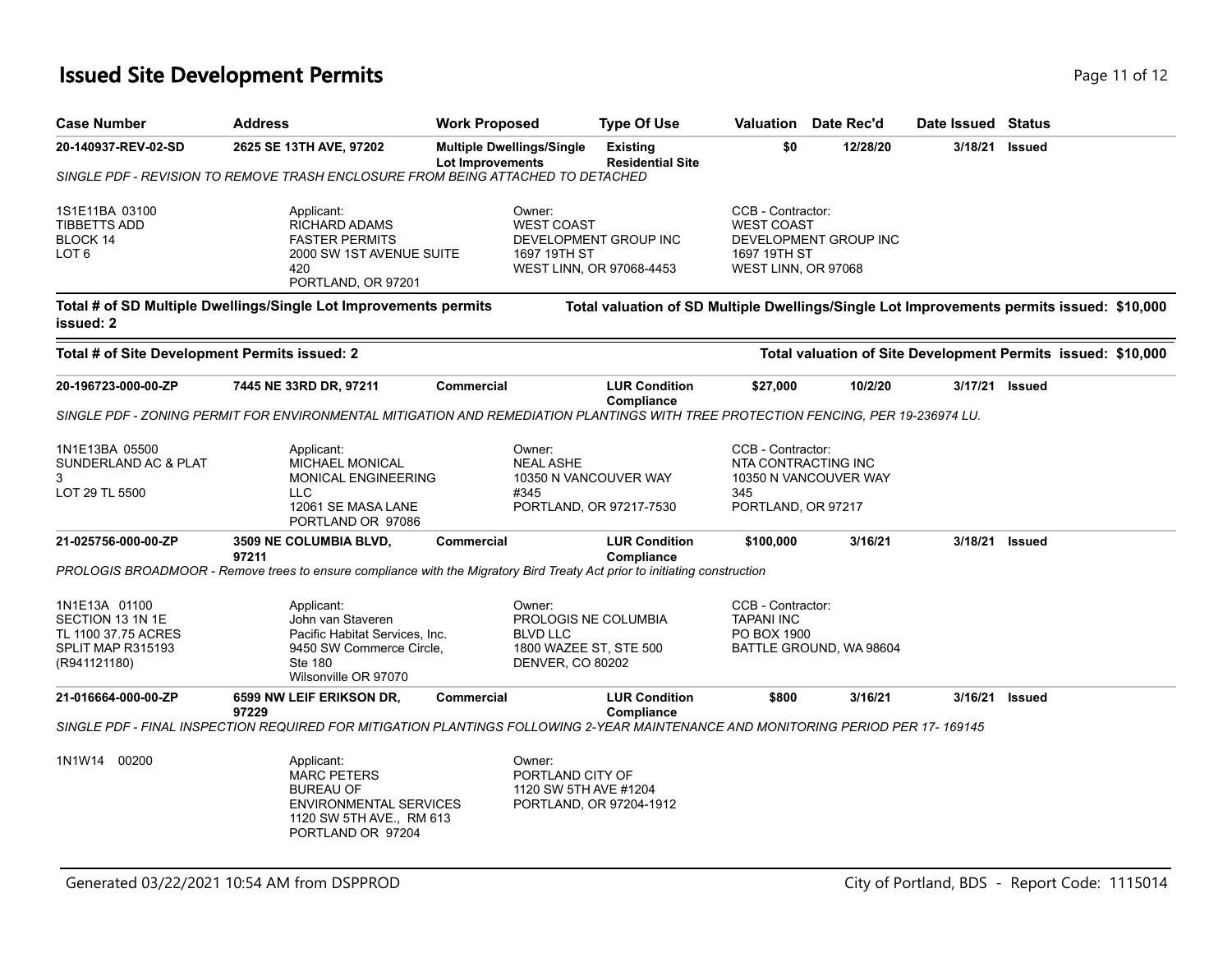# Issued Site Development Permits

| Case Number | Address | Work Proposed | Type Of Use | Valuation | Date Rec'd | Date Issued | Status |
|---|---|---|---|---|---|---|---|
| 20-140937-REV-02-SD | 2625 SE 13TH AVE, 97202 | Multiple Dwellings/Single Lot Improvements | Existing Residential Site | $0 | 12/28/20 | 3/18/21 | Issued |

SINGLE PDF - REVISION TO REMOVE TRASH ENCLOSURE FROM BEING ATTACHED TO DETACHED

1S1E11BA 03100
TIBBETTS ADD
BLOCK 14
LOT 6

Applicant:
RICHARD ADAMS
FASTER PERMITS
2000 SW 1ST AVENUE SUITE 420
PORTLAND, OR 97201

Owner:
WEST COAST DEVELOPMENT GROUP INC
1697 19TH ST
WEST LINN, OR 97068-4453

CCB - Contractor:
WEST COAST DEVELOPMENT GROUP INC
1697 19TH ST
WEST LINN, OR 97068

**Total # of SD Multiple Dwellings/Single Lot Improvements permits issued: 2**

**Total valuation of SD Multiple Dwellings/Single Lot Improvements permits issued: $10,000**

**Total # of Site Development Permits issued: 2**

**Total valuation of Site Development Permits issued: $10,000**

| Case Number | Address | Work Proposed | Type Of Use | Valuation | Date Rec'd | Date Issued | Status |
|---|---|---|---|---|---|---|---|
| 20-196723-000-00-ZP | 7445 NE 33RD DR, 97211 | Commercial | LUR Condition Compliance | $27,000 | 10/2/20 | 3/17/21 | Issued |

SINGLE PDF - ZONING PERMIT FOR ENVIRONMENTAL MITIGATION AND REMEDIATION PLANTINGS WITH TREE PROTECTION FENCING, PER 19-236974 LU.

1N1E13BA 05500
SUNDERLAND AC & PLAT 3
LOT 29 TL 5500

Applicant:
MICHAEL MONICAL
MONICAL ENGINEERING LLC
12061 SE MASA LANE
PORTLAND OR 97086

Owner:
NEAL ASHE
10350 N VANCOUVER WAY #345
PORTLAND, OR 97217-7530

CCB - Contractor:
NTA CONTRACTING INC
10350 N VANCOUVER WAY 345
PORTLAND, OR 97217

| Case Number | Address | Work Proposed | Type Of Use | Valuation | Date Rec'd | Date Issued | Status |
|---|---|---|---|---|---|---|---|
| 21-025756-000-00-ZP | 3509 NE COLUMBIA BLVD, 97211 | Commercial | LUR Condition Compliance | $100,000 | 3/16/21 | 3/18/21 | Issued |

PROLOGIS BROADMOOR - Remove trees to ensure compliance with the Migratory Bird Treaty Act prior to initiating construction

1N1E13A 01100
SECTION 13 1N 1E
TL 1100 37.75 ACRES
SPLIT MAP R315193
(R941121180)

Applicant:
John van Staveren
Pacific Habitat Services, Inc.
9450 SW Commerce Circle, Ste 180
Wilsonville OR 97070

Owner:
PROLOGIS NE COLUMBIA BLVD LLC
1800 WAZEE ST, STE 500
DENVER, CO 80202

CCB - Contractor:
TAPANI INC
PO BOX 1900
BATTLE GROUND, WA 98604

| Case Number | Address | Work Proposed | Type Of Use | Valuation | Date Rec'd | Date Issued | Status |
|---|---|---|---|---|---|---|---|
| 21-016664-000-00-ZP | 6599 NW LEIF ERIKSON DR, 97229 | Commercial | LUR Condition Compliance | $800 | 3/16/21 | 3/16/21 | Issued |

SINGLE PDF - FINAL INSPECTION REQUIRED FOR MITIGATION PLANTINGS FOLLOWING 2-YEAR MAINTENANCE AND MONITORING PERIOD PER 17- 169145

1N1W14 00200

Applicant:
MARC PETERS
BUREAU OF ENVIRONMENTAL SERVICES
1120 SW 5TH AVE., RM 613
PORTLAND OR 97204

Owner:
PORTLAND CITY OF
1120 SW 5TH AVE #1204
PORTLAND, OR 97204-1912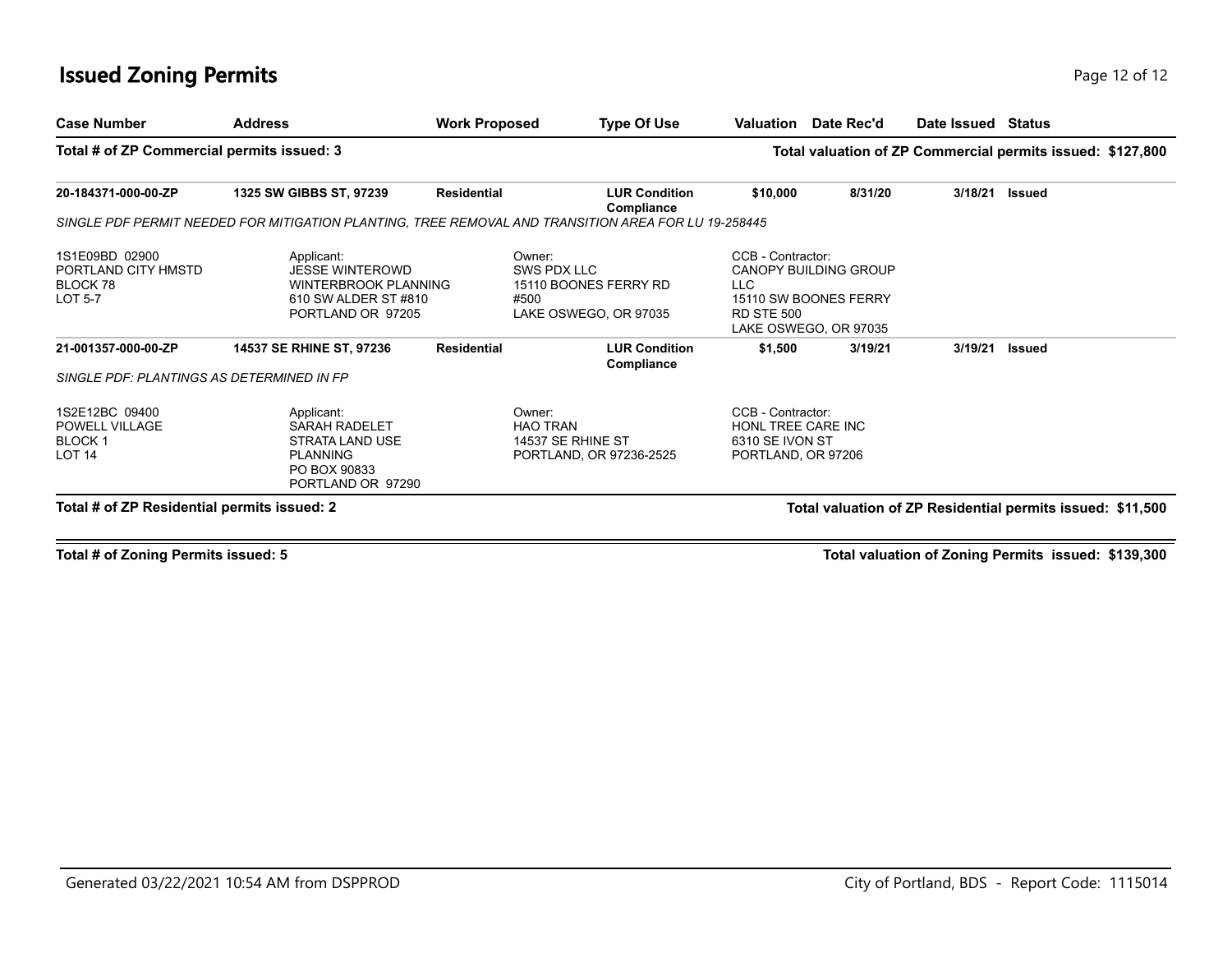## Issued Zoning Permits

| Case Number | Address | Work Proposed | Type Of Use | Valuation | Date Rec'd | Date Issued | Status |
|---|---|---|---|---|---|---|---|

**Total # of ZP Commercial permits issued: 3** — **Total valuation of ZP Commercial permits issued: $127,800**

| Case Number | Address | Work Proposed | Type Of Use | Valuation | Date Rec'd | Date Issued | Status |
|---|---|---|---|---|---|---|---|
| **20-184371-000-00-ZP** | **1325 SW GIBBS ST, 97239** | **Residential** | **LUR Condition Compliance** | **$10,000** | **8/31/20** | **3/18/21** | **Issued** |

*SINGLE PDF PERMIT NEEDED FOR MITIGATION PLANTING, TREE REMOVAL AND TRANSITION AREA FOR LU 19-258445*

| | | | |
|---|---|---|---|
| 1S1E09BD 02900<br>PORTLAND CITY HMSTD<br>BLOCK 78<br>LOT 5-7 | Applicant:<br>JESSE WINTEROWD<br>WINTERBROOK PLANNING<br>610 SW ALDER ST #810<br>PORTLAND OR 97205 | Owner:<br>SWS PDX LLC<br>15110 BOONES FERRY RD<br>#500<br>LAKE OSWEGO, OR 97035 | CCB - Contractor:<br>CANOPY BUILDING GROUP<br>LLC<br>15110 SW BOONES FERRY<br>RD STE 500<br>LAKE OSWEGO, OR 97035 |

| Case Number | Address | Work Proposed | Type Of Use | Valuation | Date Rec'd | Date Issued | Status |
|---|---|---|---|---|---|---|---|
| **21-001357-000-00-ZP** | **14537 SE RHINE ST, 97236** | **Residential** | **LUR Condition Compliance** | **$1,500** | **3/19/21** | **3/19/21** | **Issued** |

*SINGLE PDF: PLANTINGS AS DETERMINED IN FP*

| | | | |
|---|---|---|---|
| 1S2E12BC 09400<br>POWELL VILLAGE<br>BLOCK 1<br>LOT 14 | Applicant:<br>SARAH RADELET<br>STRATA LAND USE<br>PLANNING<br>PO BOX 90833<br>PORTLAND OR 97290 | Owner:<br>HAO TRAN<br>14537 SE RHINE ST<br>PORTLAND, OR 97236-2525 | CCB - Contractor:<br>HONL TREE CARE INC<br>6310 SE IVON ST<br>PORTLAND, OR 97206 |

**Total # of ZP Residential permits issued: 2** — **Total valuation of ZP Residential permits issued: $11,500**

**Total # of Zoning Permits issued: 5** — **Total valuation of Zoning Permits issued: $139,300**

Generated 03/22/2021 10:54 AM from DSPPROD — City of Portland, BDS - Report Code: 1115014